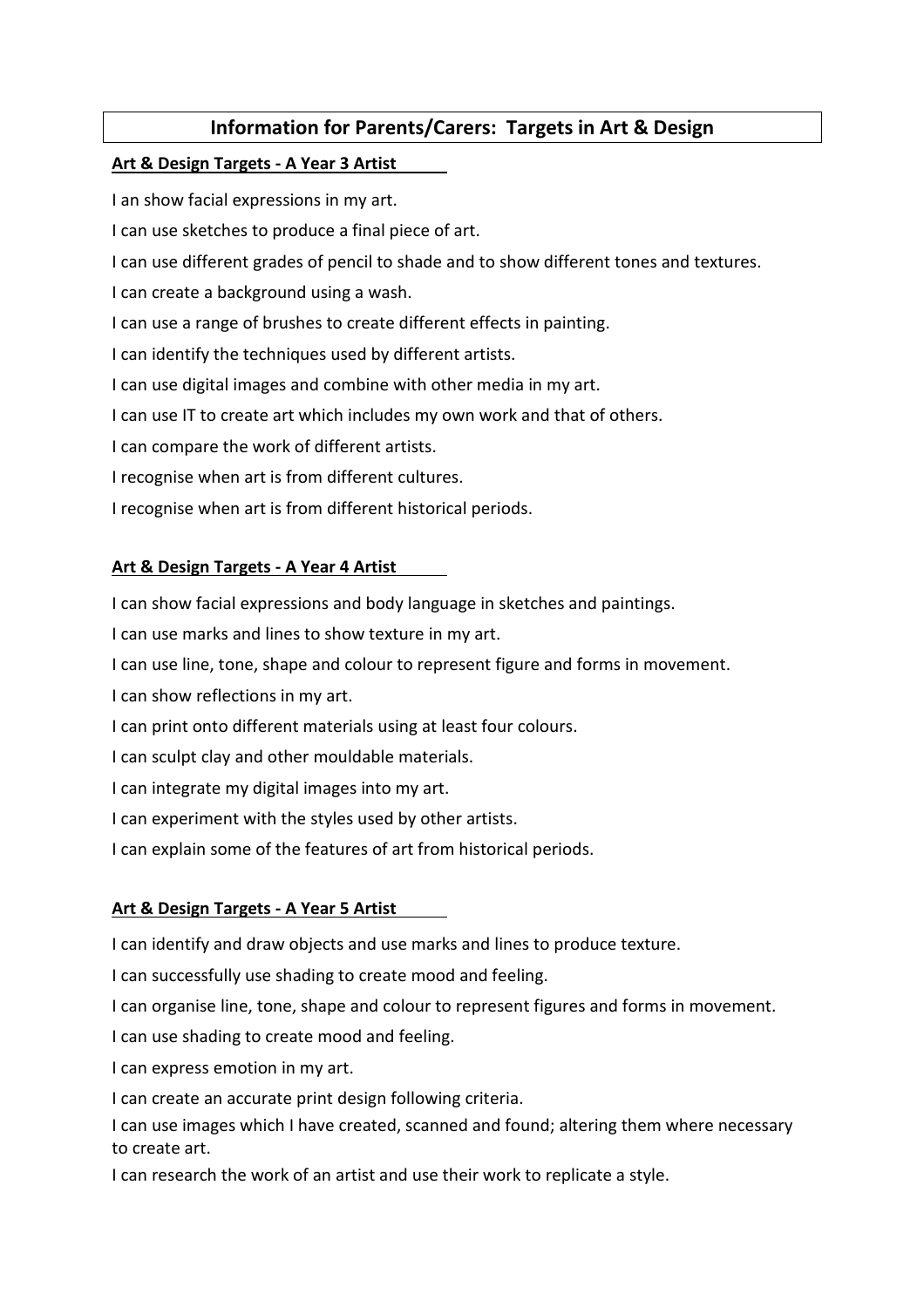# Information for Parents/Carers: Targets in Art & Design

**Art & Design Targets - A Year 3 Artist**

I an show facial expressions in my art.

I can use sketches to produce a final piece of art.

I can use different grades of pencil to shade and to show different tones and textures.

I can create a background using a wash.

I can use a range of brushes to create different effects in painting.

I can identify the techniques used by different artists.

I can use digital images and combine with other media in my art.

I can use IT to create art which includes my own work and that of others.

I can compare the work of different artists.

I recognise when art is from different cultures.

I recognise when art is from different historical periods.

**Art & Design Targets - A Year 4 Artist**

I can show facial expressions and body language in sketches and paintings.

I can use marks and lines to show texture in my art.

I can use line, tone, shape and colour to represent figure and forms in movement.

I can show reflections in my art.

I can print onto different materials using at least four colours.

I can sculpt clay and other mouldable materials.

I can integrate my digital images into my art.

I can experiment with the styles used by other artists.

I can explain some of the features of art from historical periods.

**Art & Design Targets - A Year 5 Artist**

I can identify and draw objects and use marks and lines to produce texture.

I can successfully use shading to create mood and feeling.

I can organise line, tone, shape and colour to represent figures and forms in movement.

I can use shading to create mood and feeling.

I can express emotion in my art.

I can create an accurate print design following criteria.

I can use images which I have created, scanned and found; altering them where necessary to create art.

I can research the work of an artist and use their work to replicate a style.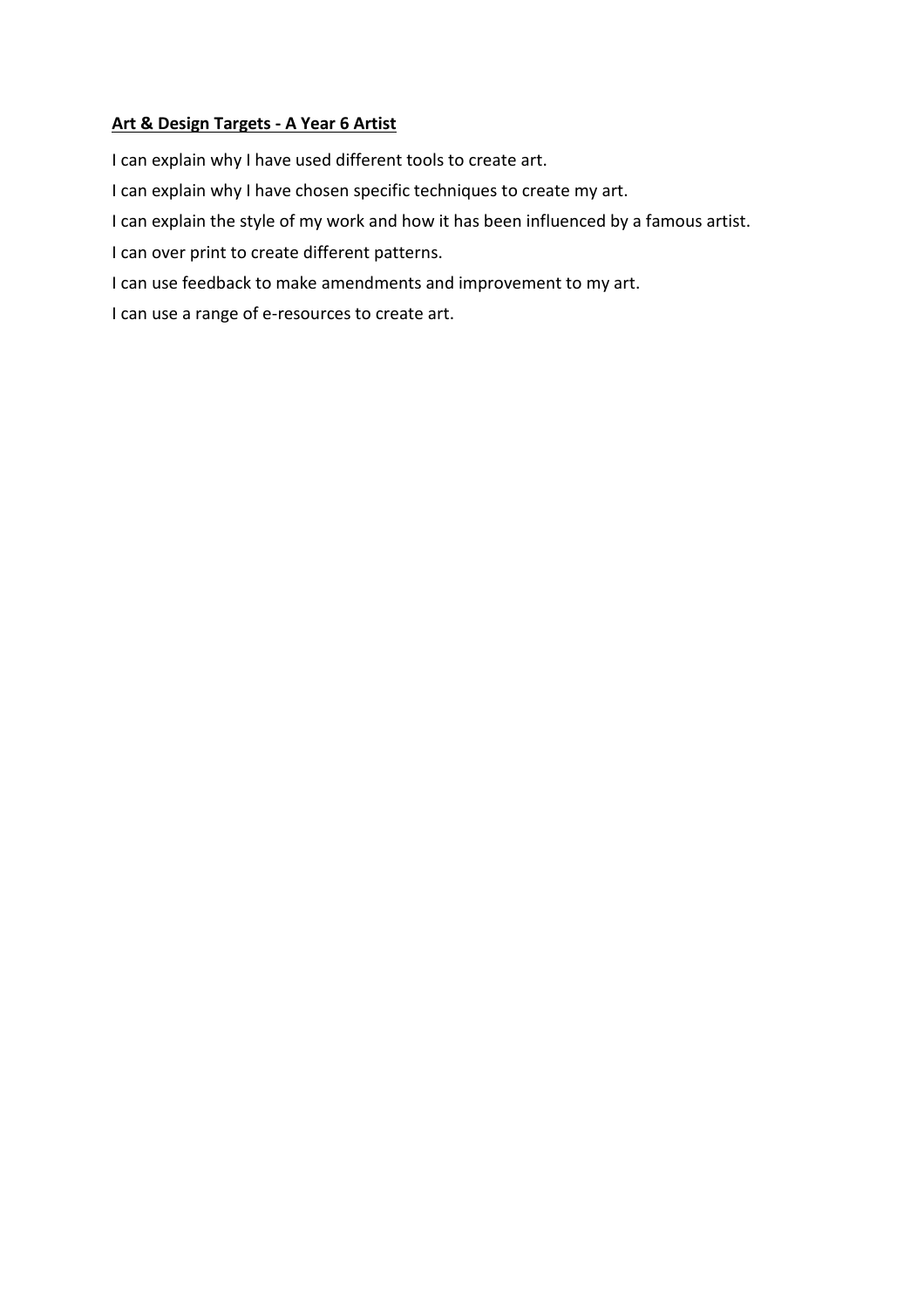## **Art & Design Targets - A Year 6 Artist**

I can explain why I have used different tools to create art.

I can explain why I have chosen specific techniques to create my art.

I can explain the style of my work and how it has been influenced by a famous artist.

I can over print to create different patterns.

I can use feedback to make amendments and improvement to my art.

I can use a range of e-resources to create art.